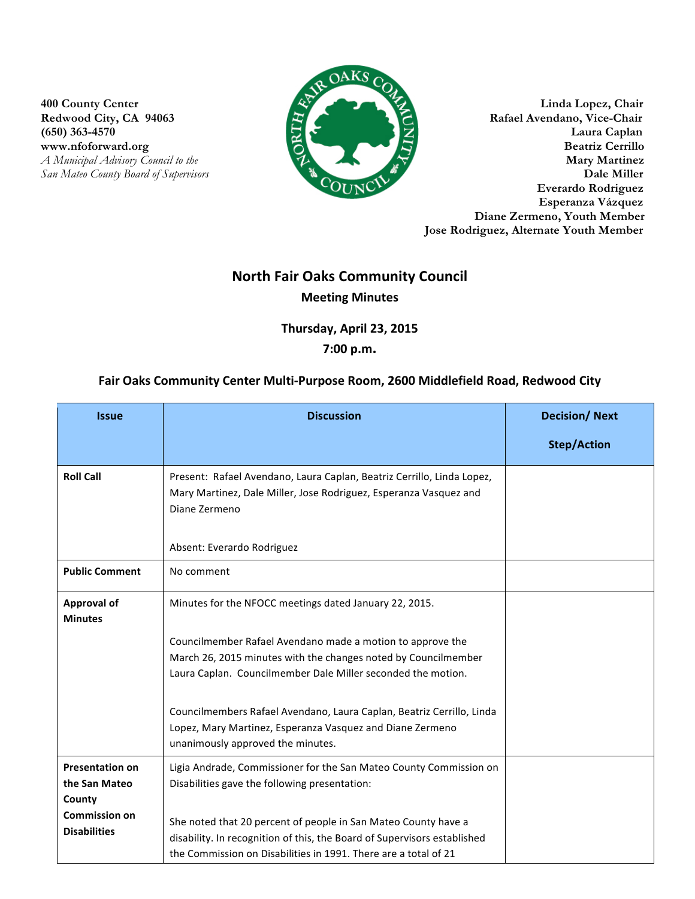400 County Center
Redwood City, CA 94063
(650) 363-4570
www.nfoforward.org
*A Municipal Advisory Council to the San Mateo County Board of Supervisors*

**Linda Lopez, Chair**
**Rafael Avendano, Vice-Chair**
**Laura Caplan**
**Beatriz Cerrillo**
**Mary Martinez**
**Dale Miller**
**Everardo Rodriguez**
**Esperanza Vázquez**
**Diane Zermeno, Youth Member**
**Jose Rodriguez, Alternate Youth Member**

# North Fair Oaks Community Council

## Meeting Minutes

### Thursday, April 23, 2015

### 7:00 p.m.

### Fair Oaks Community Center Multi-Purpose Room, 2600 Middlefield Road, Redwood City

| Issue | Discussion | Decision/ Next Step/Action |
|---|---|---|
| **Roll Call** | Present: Rafael Avendano, Laura Caplan, Beatriz Cerrillo, Linda Lopez, Mary Martinez, Dale Miller, Jose Rodriguez, Esperanza Vasquez and Diane Zermeno<br><br>Absent: Everardo Rodriguez | |
| **Public Comment** | No comment | |
| **Approval of Minutes** | Minutes for the NFOCC meetings dated January 22, 2015.<br><br>Councilmember Rafael Avendano made a motion to approve the March 26, 2015 minutes with the changes noted by Councilmember Laura Caplan. Councilmember Dale Miller seconded the motion.<br><br>Councilmembers Rafael Avendano, Laura Caplan, Beatriz Cerrillo, Linda Lopez, Mary Martinez, Esperanza Vasquez and Diane Zermeno unanimously approved the minutes. | |
| **Presentation on the San Mateo County Commission on Disabilities** | Ligia Andrade, Commissioner for the San Mateo County Commission on Disabilities gave the following presentation:<br><br>She noted that 20 percent of people in San Mateo County have a disability. In recognition of this, the Board of Supervisors established the Commission on Disabilities in 1991. There are a total of 21 | |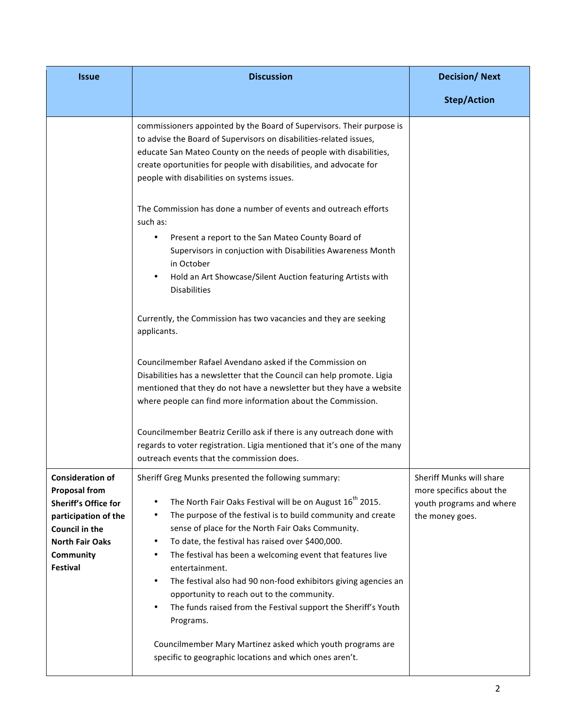| Issue | Discussion | Decision/ Next Step/Action |
|---|---|---|
| | commissioners appointed by the Board of Supervisors. Their purpose is to advise the Board of Supervisors on disabilities-related issues, educate San Mateo County on the needs of people with disabilities, create oportunities for people with disabilities, and advocate for people with disabilities on systems issues.<br><br>The Commission has done a number of events and outreach efforts such as:<br>• Present a report to the San Mateo County Board of Supervisors in conjuction with Disabilities Awareness Month in October<br>• Hold an Art Showcase/Silent Auction featuring Artists with Disabilities<br><br>Currently, the Commission has two vacancies and they are seeking applicants.<br><br>Councilmember Rafael Avendano asked if the Commission on Disabilities has a newsletter that the Council can help promote. Ligia mentioned that they do not have a newsletter but they have a website where people can find more information about the Commission.<br><br>Councilmember Beatriz Cerillo ask if there is any outreach done with regards to voter registration. Ligia mentioned that it's one of the many outreach events that the commission does. | |
| **Consideration of Proposal from Sheriff's Office for participation of the Council in the North Fair Oaks Community Festival** | Sheriff Greg Munks presented the following summary:<br>• The North Fair Oaks Festival will be on August 16th 2015.<br>• The purpose of the festival is to build community and create sense of place for the North Fair Oaks Community.<br>• To date, the festival has raised over $400,000.<br>• The festival has been a welcoming event that features live entertainment.<br>• The festival also had 90 non-food exhibitors giving agencies an opportunity to reach out to the community.<br>• The funds raised from the Festival support the Sheriff's Youth Programs.<br><br>Councilmember Mary Martinez asked which youth programs are specific to geographic locations and which ones aren't. | Sheriff Munks will share more specifics about the youth programs and where the money goes. |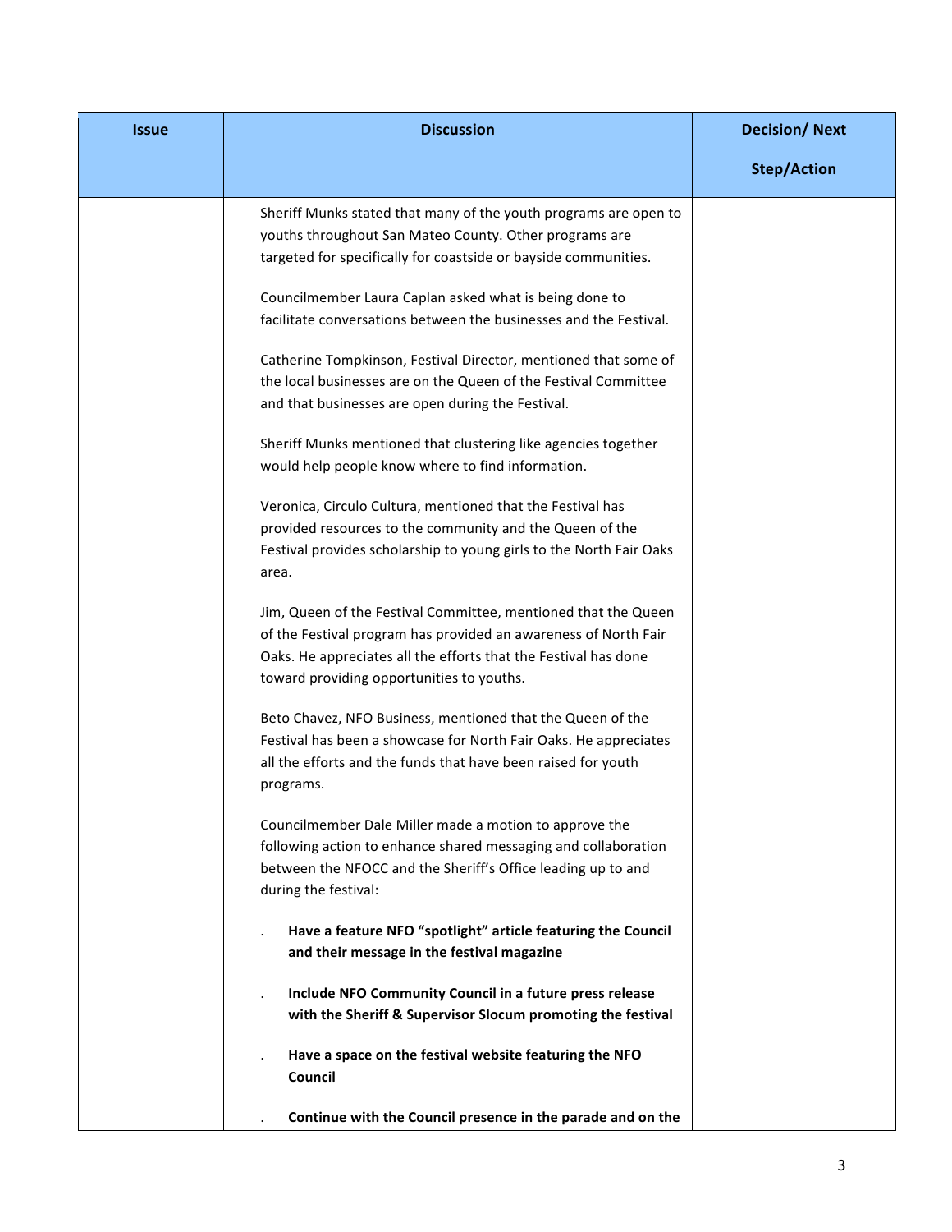| Issue | Discussion | Decision/ Next Step/Action |
|---|---|---|
| | Sheriff Munks stated that many of the youth programs are open to youths throughout San Mateo County. Other programs are targeted for specifically for coastside or bayside communities.<br><br>Councilmember Laura Caplan asked what is being done to facilitate conversations between the businesses and the Festival.<br><br>Catherine Tompkinson, Festival Director, mentioned that some of the local businesses are on the Queen of the Festival Committee and that businesses are open during the Festival.<br><br>Sheriff Munks mentioned that clustering like agencies together would help people know where to find information.<br><br>Veronica, Circulo Cultura, mentioned that the Festival has provided resources to the community and the Queen of the Festival provides scholarship to young girls to the North Fair Oaks area.<br><br>Jim, Queen of the Festival Committee, mentioned that the Queen of the Festival program has provided an awareness of North Fair Oaks. He appreciates all the efforts that the Festival has done toward providing opportunities to youths.<br><br>Beto Chavez, NFO Business, mentioned that the Queen of the Festival has been a showcase for North Fair Oaks. He appreciates all the efforts and the funds that have been raised for youth programs.<br><br>Councilmember Dale Miller made a motion to approve the following action to enhance shared messaging and collaboration between the NFOCC and the Sheriff's Office leading up to and during the festival:<br><br>. **Have a feature NFO "spotlight" article featuring the Council and their message in the festival magazine**<br><br>. **Include NFO Community Council in a future press release with the Sheriff & Supervisor Slocum promoting the festival**<br><br>. **Have a space on the festival website featuring the NFO Council**<br><br>. **Continue with the Council presence in the parade and on the** | |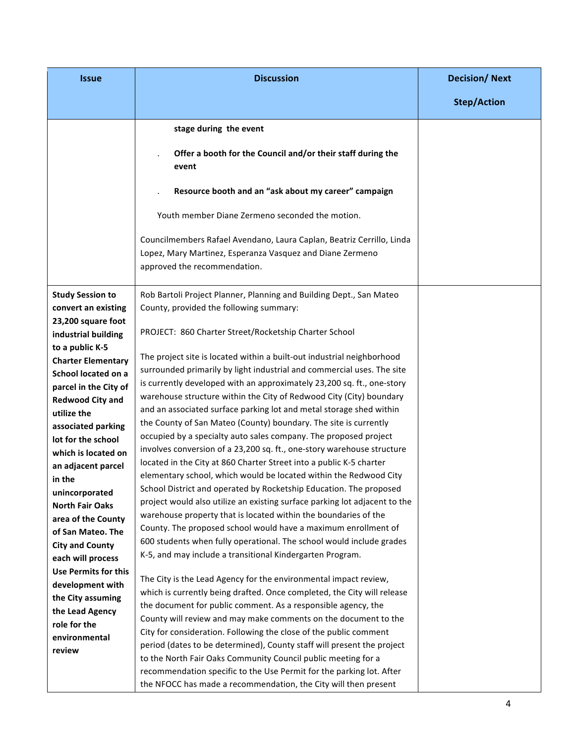| Issue | Discussion | Decision/ Next Step/Action |
|---|---|---|
| | **stage during the event**<br><br>. **Offer a booth for the Council and/or their staff during the event**<br><br>. **Resource booth and an "ask about my career" campaign**<br><br>Youth member Diane Zermeno seconded the motion.<br><br>Councilmembers Rafael Avendano, Laura Caplan, Beatriz Cerrillo, Linda Lopez, Mary Martinez, Esperanza Vasquez and Diane Zermeno approved the recommendation. | |
| **Study Session to convert an existing 23,200 square foot industrial building to a public K-5 Charter Elementary School located on a parcel in the City of Redwood City and utilize the associated parking lot for the school which is located on an adjacent parcel in the unincorporated North Fair Oaks area of the County of San Mateo. The City and County each will process Use Permits for this development with the City assuming the Lead Agency role for the environmental review** | Rob Bartoli Project Planner, Planning and Building Dept., San Mateo County, provided the following summary:<br><br>PROJECT: 860 Charter Street/Rocketship Charter School<br><br>The project site is located within a built-out industrial neighborhood surrounded primarily by light industrial and commercial uses. The site is currently developed with an approximately 23,200 sq. ft., one-story warehouse structure within the City of Redwood City (City) boundary and an associated surface parking lot and metal storage shed within the County of San Mateo (County) boundary. The site is currently occupied by a specialty auto sales company. The proposed project involves conversion of a 23,200 sq. ft., one-story warehouse structure located in the City at 860 Charter Street into a public K-5 charter elementary school, which would be located within the Redwood City School District and operated by Rocketship Education. The proposed project would also utilize an existing surface parking lot adjacent to the warehouse property that is located within the boundaries of the County. The proposed school would have a maximum enrollment of 600 students when fully operational. The school would include grades K-5, and may include a transitional Kindergarten Program.<br><br>The City is the Lead Agency for the environmental impact review, which is currently being drafted. Once completed, the City will release the document for public comment. As a responsible agency, the County will review and may make comments on the document to the City for consideration. Following the close of the public comment period (dates to be determined), County staff will present the project to the North Fair Oaks Community Council public meeting for a recommendation specific to the Use Permit for the parking lot. After the NFOCC has made a recommendation, the City will then present | |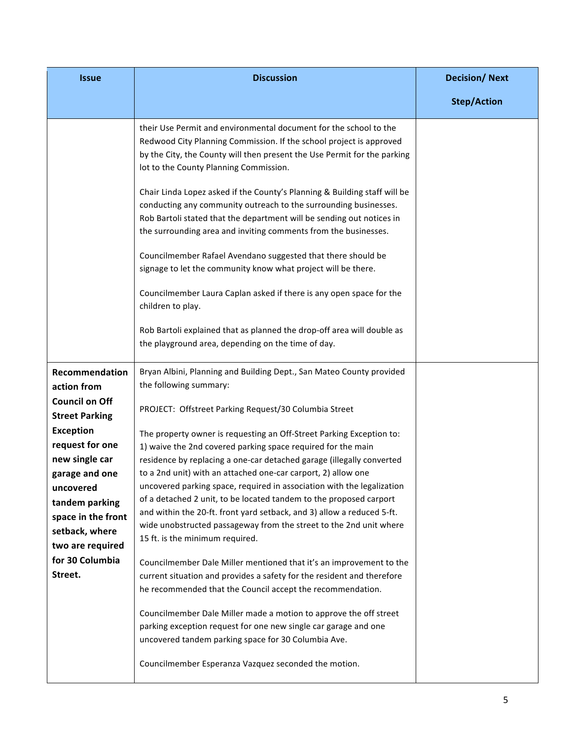| Issue | Discussion | Decision/ Next Step/Action |
|---|---|---|
| | their Use Permit and environmental document for the school to the Redwood City Planning Commission. If the school project is approved by the City, the County will then present the Use Permit for the parking lot to the County Planning Commission.<br><br>Chair Linda Lopez asked if the County's Planning & Building staff will be conducting any community outreach to the surrounding businesses. Rob Bartoli stated that the department will be sending out notices in the surrounding area and inviting comments from the businesses.<br><br>Councilmember Rafael Avendano suggested that there should be signage to let the community know what project will be there.<br><br>Councilmember Laura Caplan asked if there is any open space for the children to play.<br><br>Rob Bartoli explained that as planned the drop-off area will double as the playground area, depending on the time of day. | |
| **Recommendation action from Council on Off Street Parking Exception request for one new single car garage and one uncovered tandem parking space in the front setback, where two are required for 30 Columbia Street.** | Bryan Albini, Planning and Building Dept., San Mateo County provided the following summary:<br><br>PROJECT: Offstreet Parking Request/30 Columbia Street<br><br>The property owner is requesting an Off-Street Parking Exception to: 1) waive the 2nd covered parking space required for the main residence by replacing a one-car detached garage (illegally converted to a 2nd unit) with an attached one-car carport, 2) allow one uncovered parking space, required in association with the legalization of a detached 2 unit, to be located tandem to the proposed carport and within the 20-ft. front yard setback, and 3) allow a reduced 5-ft. wide unobstructed passageway from the street to the 2nd unit where 15 ft. is the minimum required.<br><br>Councilmember Dale Miller mentioned that it's an improvement to the current situation and provides a safety for the resident and therefore he recommended that the Council accept the recommendation.<br><br>Councilmember Dale Miller made a motion to approve the off street parking exception request for one new single car garage and one uncovered tandem parking space for 30 Columbia Ave.<br><br>Councilmember Esperanza Vazquez seconded the motion. | |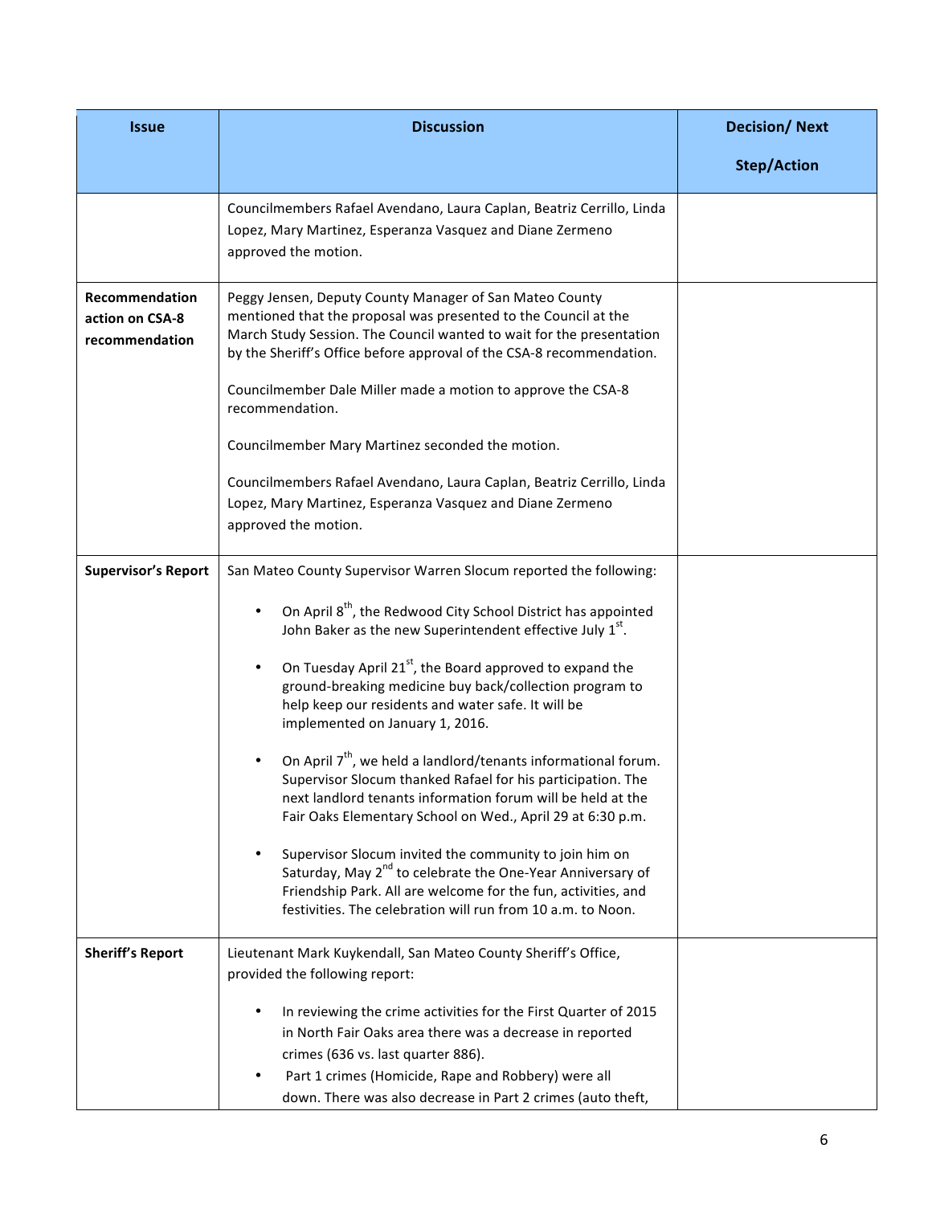| Issue | Discussion | Decision/ Next Step/Action |
|---|---|---|
| | Councilmembers Rafael Avendano, Laura Caplan, Beatriz Cerrillo, Linda Lopez, Mary Martinez, Esperanza Vasquez and Diane Zermeno approved the motion. | |
| **Recommendation action on CSA-8 recommendation** | Peggy Jensen, Deputy County Manager of San Mateo County mentioned that the proposal was presented to the Council at the March Study Session. The Council wanted to wait for the presentation by the Sheriff's Office before approval of the CSA-8 recommendation.<br><br>Councilmember Dale Miller made a motion to approve the CSA-8 recommendation.<br><br>Councilmember Mary Martinez seconded the motion.<br><br>Councilmembers Rafael Avendano, Laura Caplan, Beatriz Cerrillo, Linda Lopez, Mary Martinez, Esperanza Vasquez and Diane Zermeno approved the motion. | |
| **Supervisor's Report** | San Mateo County Supervisor Warren Slocum reported the following:<br><br>• On April 8th, the Redwood City School District has appointed John Baker as the new Superintendent effective July 1st.<br><br>• On Tuesday April 21st, the Board approved to expand the ground-breaking medicine buy back/collection program to help keep our residents and water safe. It will be implemented on January 1, 2016.<br><br>• On April 7th, we held a landlord/tenants informational forum. Supervisor Slocum thanked Rafael for his participation. The next landlord tenants information forum will be held at the Fair Oaks Elementary School on Wed., April 29 at 6:30 p.m.<br><br>• Supervisor Slocum invited the community to join him on Saturday, May 2nd to celebrate the One-Year Anniversary of Friendship Park. All are welcome for the fun, activities, and festivities. The celebration will run from 10 a.m. to Noon. | |
| **Sheriff's Report** | Lieutenant Mark Kuykendall, San Mateo County Sheriff's Office, provided the following report:<br><br>• In reviewing the crime activities for the First Quarter of 2015 in North Fair Oaks area there was a decrease in reported crimes (636 vs. last quarter 886).<br>• Part 1 crimes (Homicide, Rape and Robbery) were all down. There was also decrease in Part 2 crimes (auto theft, | |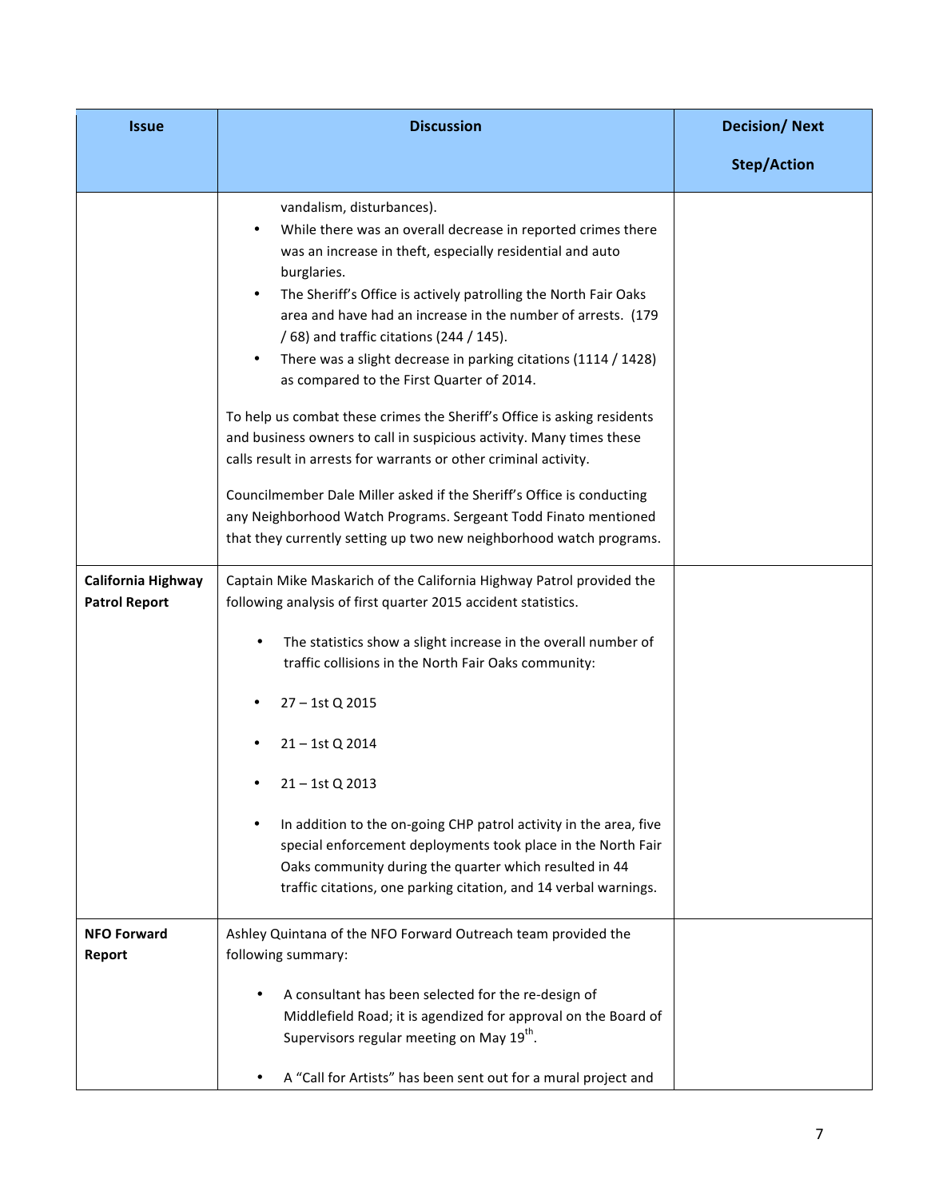| Issue | Discussion | Decision/ Next Step/Action |
|---|---|---|
| | vandalism, disturbances).<br>• While there was an overall decrease in reported crimes there was an increase in theft, especially residential and auto burglaries.<br>• The Sheriff's Office is actively patrolling the North Fair Oaks area and have had an increase in the number of arrests. (179 / 68) and traffic citations (244 / 145).<br>• There was a slight decrease in parking citations (1114 / 1428) as compared to the First Quarter of 2014.<br><br>To help us combat these crimes the Sheriff's Office is asking residents and business owners to call in suspicious activity. Many times these calls result in arrests for warrants or other criminal activity.<br><br>Councilmember Dale Miller asked if the Sheriff's Office is conducting any Neighborhood Watch Programs. Sergeant Todd Finato mentioned that they currently setting up two new neighborhood watch programs. | |
| **California Highway Patrol Report** | Captain Mike Maskarich of the California Highway Patrol provided the following analysis of first quarter 2015 accident statistics.<br><br>• The statistics show a slight increase in the overall number of traffic collisions in the North Fair Oaks community:<br>• 27 – 1st Q 2015<br>• 21 – 1st Q 2014<br>• 21 – 1st Q 2013<br>• In addition to the on-going CHP patrol activity in the area, five special enforcement deployments took place in the North Fair Oaks community during the quarter which resulted in 44 traffic citations, one parking citation, and 14 verbal warnings. | |
| **NFO Forward Report** | Ashley Quintana of the NFO Forward Outreach team provided the following summary:<br><br>• A consultant has been selected for the re-design of Middlefield Road; it is agendized for approval on the Board of Supervisors regular meeting on May 19th.<br>• A "Call for Artists" has been sent out for a mural project and | |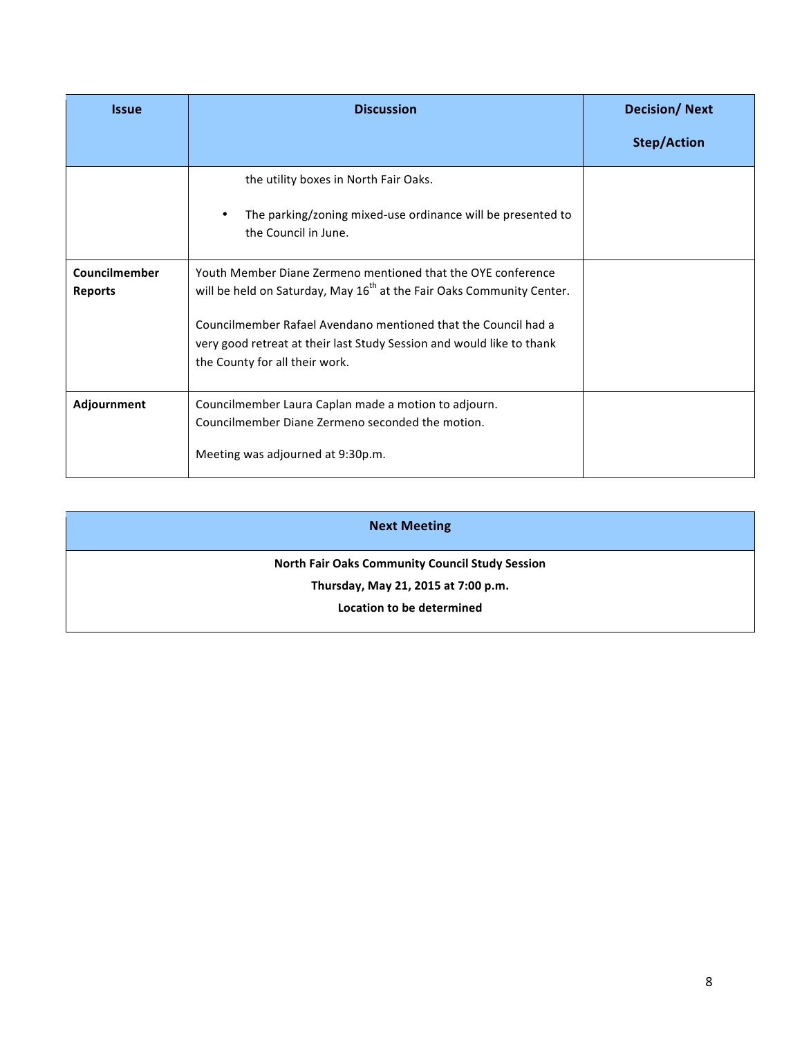| Issue | Discussion | Decision/ Next Step/Action |
|---|---|---|
| | the utility boxes in North Fair Oaks.<br><br>• The parking/zoning mixed-use ordinance will be presented to the Council in June. | |
| **Councilmember Reports** | Youth Member Diane Zermeno mentioned that the OYE conference will be held on Saturday, May 16th at the Fair Oaks Community Center.<br><br>Councilmember Rafael Avendano mentioned that the Council had a very good retreat at their last Study Session and would like to thank the County for all their work. | |
| **Adjournment** | Councilmember Laura Caplan made a motion to adjourn. Councilmember Diane Zermeno seconded the motion.<br><br>Meeting was adjourned at 9:30p.m. | |

| **Next Meeting** |
|---|
| **North Fair Oaks Community Council Study Session**<br>**Thursday, May 21, 2015 at 7:00 p.m.**<br>**Location to be determined** |